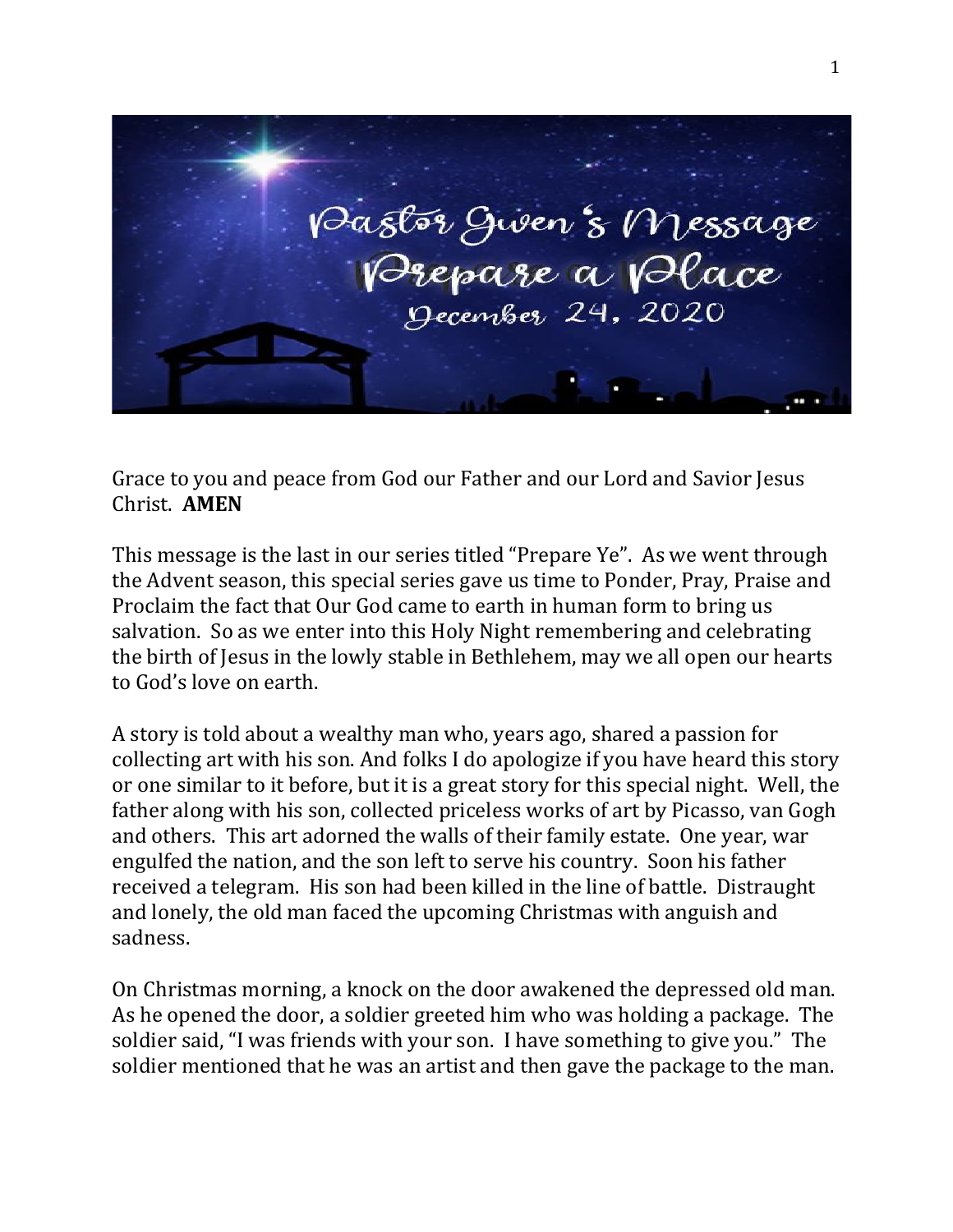# Pastor Gwen's Message
## Prepare a Place
### December 24, 2020

Grace to you and peace from God our Father and our Lord and Savior Jesus Christ. **AMEN**

This message is the last in our series titled "Prepare Ye". As we went through the Advent season, this special series gave us time to Ponder, Pray, Praise and Proclaim the fact that Our God came to earth in human form to bring us salvation. So as we enter into this Holy Night remembering and celebrating the birth of Jesus in the lowly stable in Bethlehem, may we all open our hearts to God's love on earth.

A story is told about a wealthy man who, years ago, shared a passion for collecting art with his son. And folks I do apologize if you have heard this story or one similar to it before, but it is a great story for this special night. Well, the father along with his son, collected priceless works of art by Picasso, van Gogh and others. This art adorned the walls of their family estate. One year, war engulfed the nation, and the son left to serve his country. Soon his father received a telegram. His son had been killed in the line of battle. Distraught and lonely, the old man faced the upcoming Christmas with anguish and sadness.

On Christmas morning, a knock on the door awakened the depressed old man. As he opened the door, a soldier greeted him who was holding a package. The soldier said, "I was friends with your son. I have something to give you." The soldier mentioned that he was an artist and then gave the package to the man.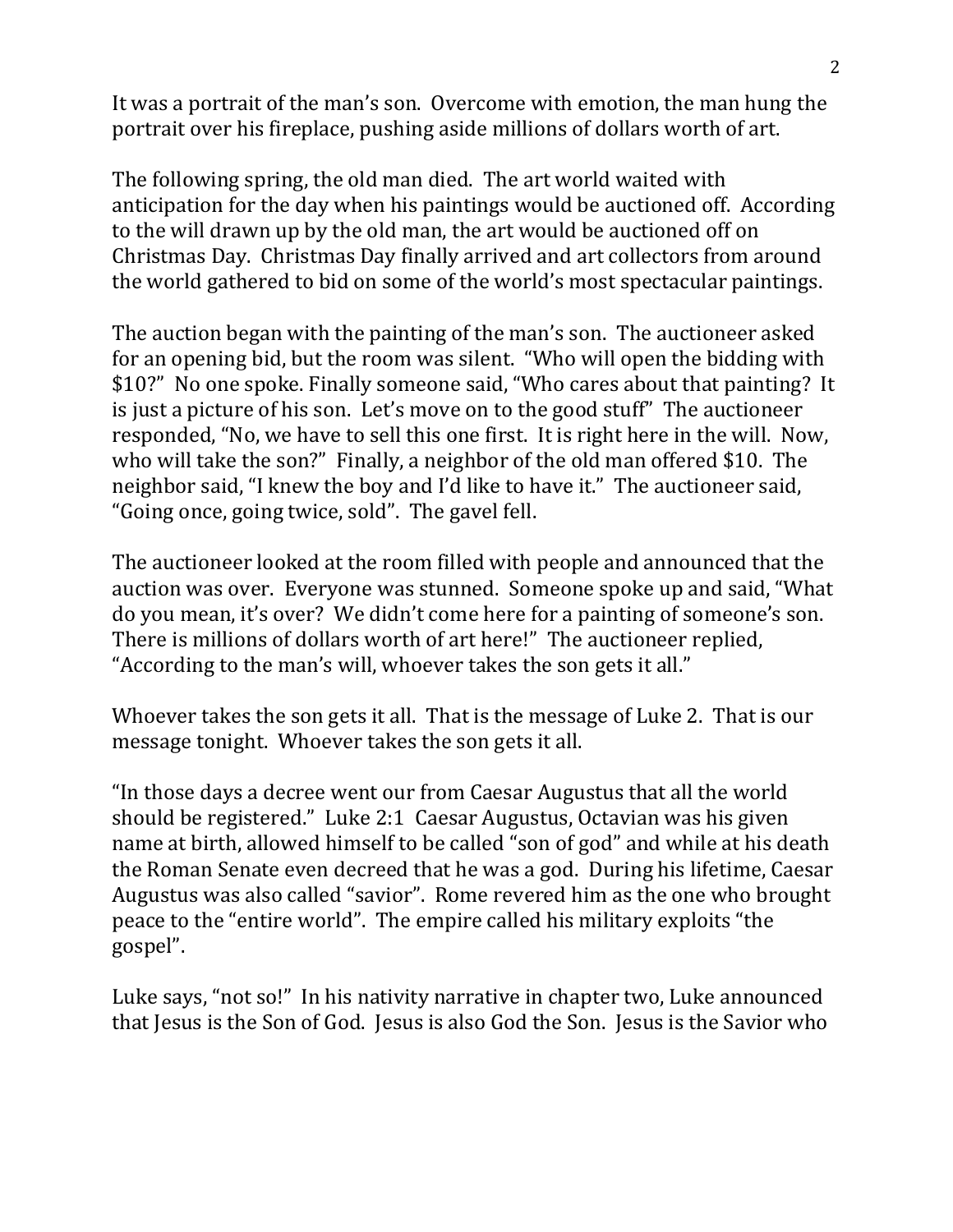It was a portrait of the man's son. Overcome with emotion, the man hung the portrait over his fireplace, pushing aside millions of dollars worth of art.

The following spring, the old man died. The art world waited with anticipation for the day when his paintings would be auctioned off. According to the will drawn up by the old man, the art would be auctioned off on Christmas Day. Christmas Day finally arrived and art collectors from around the world gathered to bid on some of the world's most spectacular paintings.

The auction began with the painting of the man's son. The auctioneer asked for an opening bid, but the room was silent. "Who will open the bidding with $10?" No one spoke. Finally someone said, "Who cares about that painting? It is just a picture of his son. Let's move on to the good stuff" The auctioneer responded, "No, we have to sell this one first. It is right here in the will. Now, who will take the son?" Finally, a neighbor of the old man offered $10. The neighbor said, "I knew the boy and I'd like to have it." The auctioneer said, "Going once, going twice, sold". The gavel fell.

The auctioneer looked at the room filled with people and announced that the auction was over. Everyone was stunned. Someone spoke up and said, "What do you mean, it's over? We didn't come here for a painting of someone's son. There is millions of dollars worth of art here!" The auctioneer replied, "According to the man's will, whoever takes the son gets it all."

Whoever takes the son gets it all. That is the message of Luke 2. That is our message tonight. Whoever takes the son gets it all.

"In those days a decree went our from Caesar Augustus that all the world should be registered." Luke 2:1 Caesar Augustus, Octavian was his given name at birth, allowed himself to be called "son of god" and while at his death the Roman Senate even decreed that he was a god. During his lifetime, Caesar Augustus was also called "savior". Rome revered him as the one who brought peace to the "entire world". The empire called his military exploits "the gospel".

Luke says, "not so!" In his nativity narrative in chapter two, Luke announced that Jesus is the Son of God. Jesus is also God the Son. Jesus is the Savior who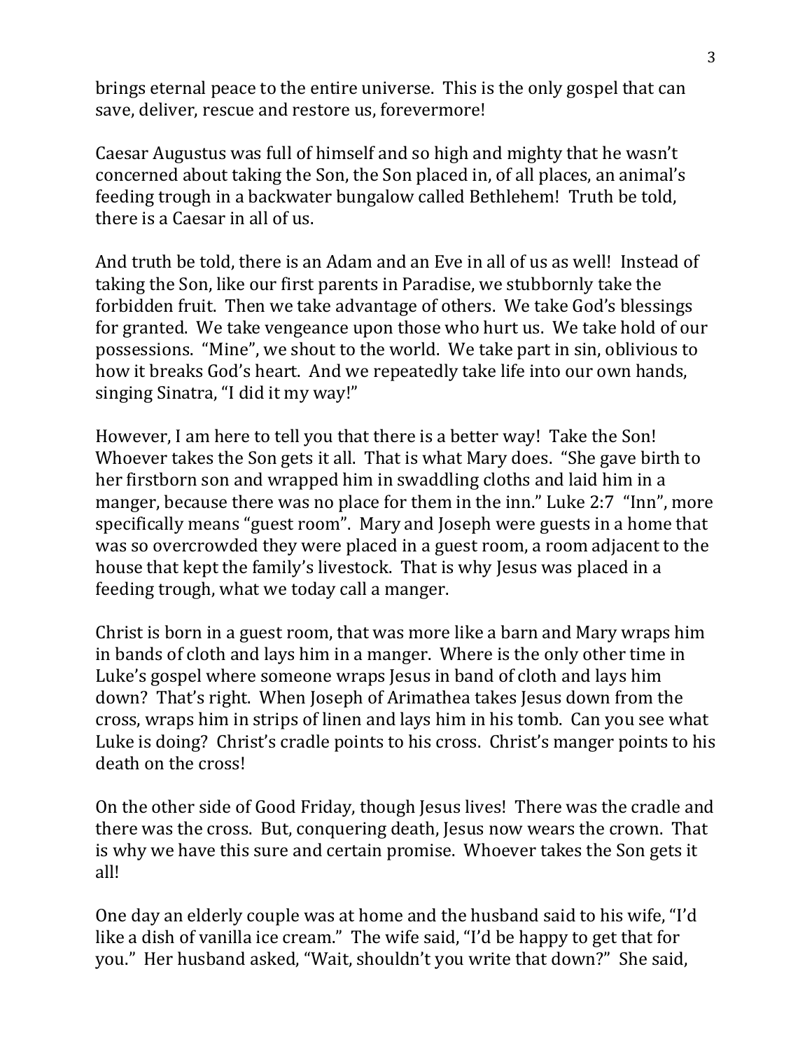brings eternal peace to the entire universe. This is the only gospel that can save, deliver, rescue and restore us, forevermore!

Caesar Augustus was full of himself and so high and mighty that he wasn't concerned about taking the Son, the Son placed in, of all places, an animal's feeding trough in a backwater bungalow called Bethlehem! Truth be told, there is a Caesar in all of us.

And truth be told, there is an Adam and an Eve in all of us as well! Instead of taking the Son, like our first parents in Paradise, we stubbornly take the forbidden fruit. Then we take advantage of others. We take God's blessings for granted. We take vengeance upon those who hurt us. We take hold of our possessions. "Mine", we shout to the world. We take part in sin, oblivious to how it breaks God's heart. And we repeatedly take life into our own hands, singing Sinatra, "I did it my way!"

However, I am here to tell you that there is a better way! Take the Son! Whoever takes the Son gets it all. That is what Mary does. "She gave birth to her firstborn son and wrapped him in swaddling cloths and laid him in a manger, because there was no place for them in the inn." Luke 2:7 "Inn", more specifically means "guest room". Mary and Joseph were guests in a home that was so overcrowded they were placed in a guest room, a room adjacent to the house that kept the family's livestock. That is why Jesus was placed in a feeding trough, what we today call a manger.

Christ is born in a guest room, that was more like a barn and Mary wraps him in bands of cloth and lays him in a manger. Where is the only other time in Luke's gospel where someone wraps Jesus in band of cloth and lays him down? That's right. When Joseph of Arimathea takes Jesus down from the cross, wraps him in strips of linen and lays him in his tomb. Can you see what Luke is doing? Christ's cradle points to his cross. Christ's manger points to his death on the cross!

On the other side of Good Friday, though Jesus lives! There was the cradle and there was the cross. But, conquering death, Jesus now wears the crown. That is why we have this sure and certain promise. Whoever takes the Son gets it all!

One day an elderly couple was at home and the husband said to his wife, "I'd like a dish of vanilla ice cream." The wife said, "I'd be happy to get that for you." Her husband asked, "Wait, shouldn't you write that down?" She said,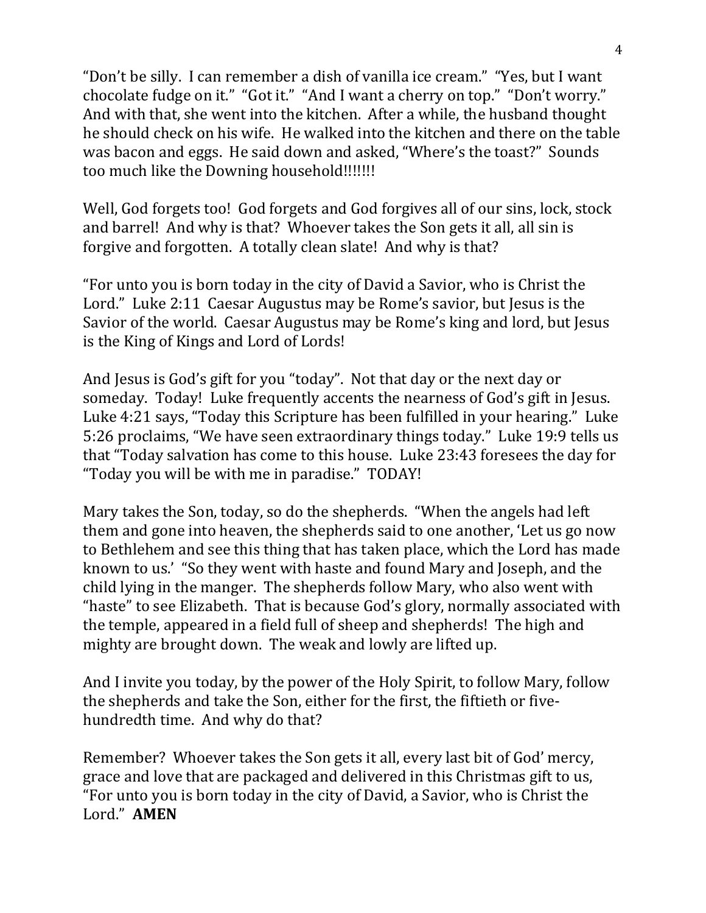"Don't be silly. I can remember a dish of vanilla ice cream." "Yes, but I want chocolate fudge on it." "Got it." "And I want a cherry on top." "Don't worry." And with that, she went into the kitchen. After a while, the husband thought he should check on his wife. He walked into the kitchen and there on the table was bacon and eggs. He said down and asked, "Where's the toast?" Sounds too much like the Downing household!!!!!!!

Well, God forgets too! God forgets and God forgives all of our sins, lock, stock and barrel! And why is that? Whoever takes the Son gets it all, all sin is forgive and forgotten. A totally clean slate! And why is that?

"For unto you is born today in the city of David a Savior, who is Christ the Lord." Luke 2:11 Caesar Augustus may be Rome's savior, but Jesus is the Savior of the world. Caesar Augustus may be Rome's king and lord, but Jesus is the King of Kings and Lord of Lords!

And Jesus is God's gift for you "today". Not that day or the next day or someday. Today! Luke frequently accents the nearness of God's gift in Jesus. Luke 4:21 says, "Today this Scripture has been fulfilled in your hearing." Luke 5:26 proclaims, "We have seen extraordinary things today." Luke 19:9 tells us that "Today salvation has come to this house. Luke 23:43 foresees the day for "Today you will be with me in paradise." TODAY!

Mary takes the Son, today, so do the shepherds. "When the angels had left them and gone into heaven, the shepherds said to one another, 'Let us go now to Bethlehem and see this thing that has taken place, which the Lord has made known to us.' "So they went with haste and found Mary and Joseph, and the child lying in the manger. The shepherds follow Mary, who also went with "haste" to see Elizabeth. That is because God's glory, normally associated with the temple, appeared in a field full of sheep and shepherds! The high and mighty are brought down. The weak and lowly are lifted up.

And I invite you today, by the power of the Holy Spirit, to follow Mary, follow the shepherds and take the Son, either for the first, the fiftieth or five-hundredth time. And why do that?

Remember? Whoever takes the Son gets it all, every last bit of God' mercy, grace and love that are packaged and delivered in this Christmas gift to us, "For unto you is born today in the city of David, a Savior, who is Christ the Lord." **AMEN**